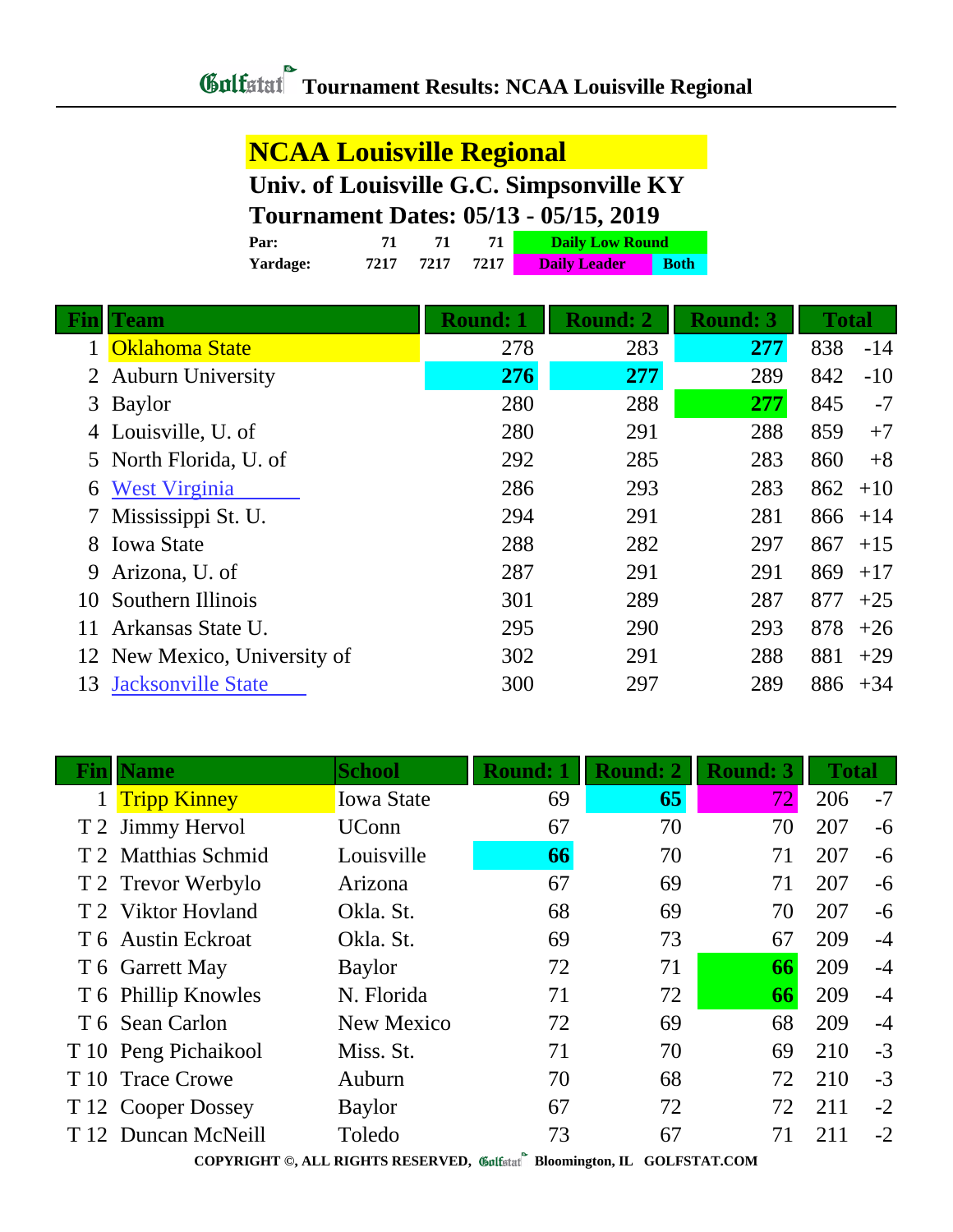# Golfstat Tournament Results: NCAA Louisville Regional

## NCAA Louisville Regional

### Univ. of Louisville G.C. Simpsonville KY

### Tournament Dates: 05/13 - 05/15, 2019

| | | | | |
|---|---|---|---|---|
| **Par:** | 71 | 71 | 71 | Daily Low Round |
| **Yardage:** | 7217 | 7217 | 7217 | Daily Leader / Both |

| Fin | Team | Round: 1 | Round: 2 | Round: 3 | Total | |
|---|---|---|---|---|---|---|
| 1 | Oklahoma State | 278 | 283 | **277** | 838 | -14 |
| 2 | Auburn University | **276** | **277** | 289 | 842 | -10 |
| 3 | Baylor | 280 | 288 | **277** | 845 | -7 |
| 4 | Louisville, U. of | 280 | 291 | 288 | 859 | +7 |
| 5 | North Florida, U. of | 292 | 285 | 283 | 860 | +8 |
| 6 | West Virginia | 286 | 293 | 283 | 862 | +10 |
| 7 | Mississippi St. U. | 294 | 291 | 281 | 866 | +14 |
| 8 | Iowa State | 288 | 282 | 297 | 867 | +15 |
| 9 | Arizona, U. of | 287 | 291 | 291 | 869 | +17 |
| 10 | Southern Illinois | 301 | 289 | 287 | 877 | +25 |
| 11 | Arkansas State U. | 295 | 290 | 293 | 878 | +26 |
| 12 | New Mexico, University of | 302 | 291 | 288 | 881 | +29 |
| 13 | Jacksonville State | 300 | 297 | 289 | 886 | +34 |

| Fin | Name | School | Round: 1 | Round: 2 | Round: 3 | Total | |
|---|---|---|---|---|---|---|---|
| 1 | Tripp Kinney | Iowa State | 69 | **65** | 72 | 206 | -7 |
| T 2 | Jimmy Hervol | UConn | 67 | 70 | 70 | 207 | -6 |
| T 2 | Matthias Schmid | Louisville | **66** | 70 | 71 | 207 | -6 |
| T 2 | Trevor Werbylo | Arizona | 67 | 69 | 71 | 207 | -6 |
| T 2 | Viktor Hovland | Okla. St. | 68 | 69 | 70 | 207 | -6 |
| T 6 | Austin Eckroat | Okla. St. | 69 | 73 | 67 | 209 | -4 |
| T 6 | Garrett May | Baylor | 72 | 71 | **66** | 209 | -4 |
| T 6 | Phillip Knowles | N. Florida | 71 | 72 | **66** | 209 | -4 |
| T 6 | Sean Carlon | New Mexico | 72 | 69 | 68 | 209 | -4 |
| T 10 | Peng Pichaikool | Miss. St. | 71 | 70 | 69 | 210 | -3 |
| T 10 | Trace Crowe | Auburn | 70 | 68 | 72 | 210 | -3 |
| T 12 | Cooper Dossey | Baylor | 67 | 72 | 72 | 211 | -2 |
| T 12 | Duncan McNeill | Toledo | 73 | 67 | 71 | 211 | -2 |

COPYRIGHT ©, ALL RIGHTS RESERVED, Golfstat Bloomington, IL GOLFSTAT.COM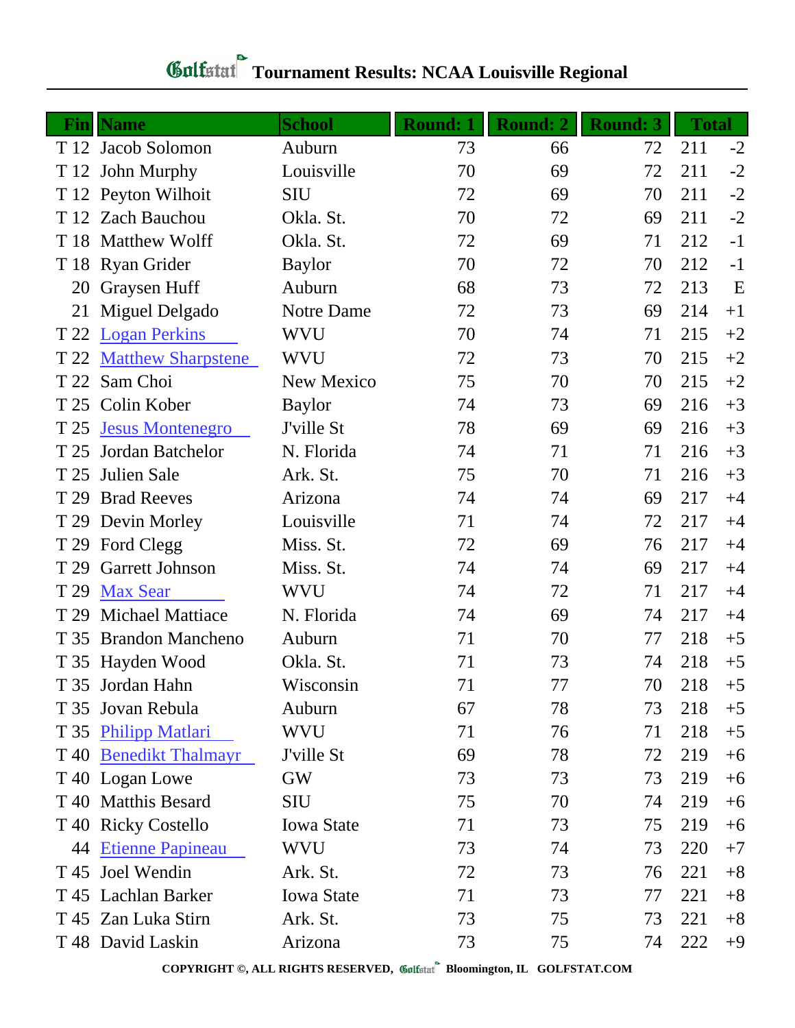# Tournament Results: NCAA Louisville Regional

| Fin | Name | School | Round: 1 | Round: 2 | Round: 3 | Total | |
|---|---|---|---|---|---|---|---|
| T 12 | Jacob Solomon | Auburn | 73 | 66 | 72 | 211 | -2 |
| T 12 | John Murphy | Louisville | 70 | 69 | 72 | 211 | -2 |
| T 12 | Peyton Wilhoit | SIU | 72 | 69 | 70 | 211 | -2 |
| T 12 | Zach Bauchou | Okla. St. | 70 | 72 | 69 | 211 | -2 |
| T 18 | Matthew Wolff | Okla. St. | 72 | 69 | 71 | 212 | -1 |
| T 18 | Ryan Grider | Baylor | 70 | 72 | 70 | 212 | -1 |
| 20 | Graysen Huff | Auburn | 68 | 73 | 72 | 213 | E |
| 21 | Miguel Delgado | Notre Dame | 72 | 73 | 69 | 214 | +1 |
| T 22 | Logan Perkins | WVU | 70 | 74 | 71 | 215 | +2 |
| T 22 | Matthew Sharpstene | WVU | 72 | 73 | 70 | 215 | +2 |
| T 22 | Sam Choi | New Mexico | 75 | 70 | 70 | 215 | +2 |
| T 25 | Colin Kober | Baylor | 74 | 73 | 69 | 216 | +3 |
| T 25 | Jesus Montenegro | J'ville St | 78 | 69 | 69 | 216 | +3 |
| T 25 | Jordan Batchelor | N. Florida | 74 | 71 | 71 | 216 | +3 |
| T 25 | Julien Sale | Ark. St. | 75 | 70 | 71 | 216 | +3 |
| T 29 | Brad Reeves | Arizona | 74 | 74 | 69 | 217 | +4 |
| T 29 | Devin Morley | Louisville | 71 | 74 | 72 | 217 | +4 |
| T 29 | Ford Clegg | Miss. St. | 72 | 69 | 76 | 217 | +4 |
| T 29 | Garrett Johnson | Miss. St. | 74 | 74 | 69 | 217 | +4 |
| T 29 | Max Sear | WVU | 74 | 72 | 71 | 217 | +4 |
| T 29 | Michael Mattiace | N. Florida | 74 | 69 | 74 | 217 | +4 |
| T 35 | Brandon Mancheno | Auburn | 71 | 70 | 77 | 218 | +5 |
| T 35 | Hayden Wood | Okla. St. | 71 | 73 | 74 | 218 | +5 |
| T 35 | Jordan Hahn | Wisconsin | 71 | 77 | 70 | 218 | +5 |
| T 35 | Jovan Rebula | Auburn | 67 | 78 | 73 | 218 | +5 |
| T 35 | Philipp Matlari | WVU | 71 | 76 | 71 | 218 | +5 |
| T 40 | Benedikt Thalmayr | J'ville St | 69 | 78 | 72 | 219 | +6 |
| T 40 | Logan Lowe | GW | 73 | 73 | 73 | 219 | +6 |
| T 40 | Matthis Besard | SIU | 75 | 70 | 74 | 219 | +6 |
| T 40 | Ricky Costello | Iowa State | 71 | 73 | 75 | 219 | +6 |
| 44 | Etienne Papineau | WVU | 73 | 74 | 73 | 220 | +7 |
| T 45 | Joel Wendin | Ark. St. | 72 | 73 | 76 | 221 | +8 |
| T 45 | Lachlan Barker | Iowa State | 71 | 73 | 77 | 221 | +8 |
| T 45 | Zan Luka Stirn | Ark. St. | 73 | 75 | 73 | 221 | +8 |
| T 48 | David Laskin | Arizona | 73 | 75 | 74 | 222 | +9 |

**COPYRIGHT ©, ALL RIGHTS RESERVED, Golfstat Bloomington, IL GOLFSTAT.COM**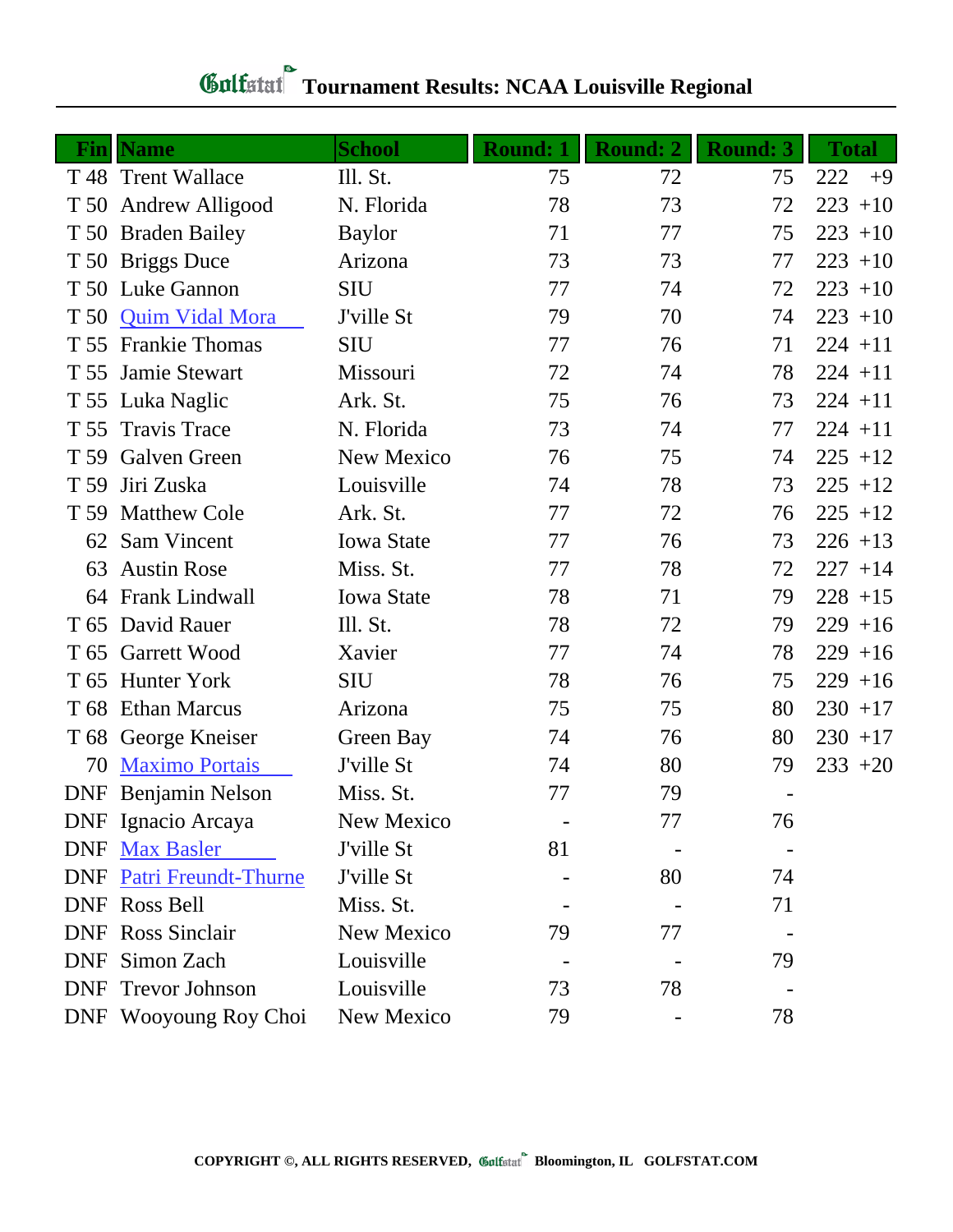# Golfstat Tournament Results: NCAA Louisville Regional

| Fin | Name | School | Round: 1 | Round: 2 | Round: 3 | Total | |
|---|---|---|---|---|---|---|---|
| T 48 | Trent Wallace | Ill. St. | 75 | 72 | 75 | 222 | +9 |
| T 50 | Andrew Alligood | N. Florida | 78 | 73 | 72 | 223 | +10 |
| T 50 | Braden Bailey | Baylor | 71 | 77 | 75 | 223 | +10 |
| T 50 | Briggs Duce | Arizona | 73 | 73 | 77 | 223 | +10 |
| T 50 | Luke Gannon | SIU | 77 | 74 | 72 | 223 | +10 |
| T 50 | Quim Vidal Mora | J'ville St | 79 | 70 | 74 | 223 | +10 |
| T 55 | Frankie Thomas | SIU | 77 | 76 | 71 | 224 | +11 |
| T 55 | Jamie Stewart | Missouri | 72 | 74 | 78 | 224 | +11 |
| T 55 | Luka Naglic | Ark. St. | 75 | 76 | 73 | 224 | +11 |
| T 55 | Travis Trace | N. Florida | 73 | 74 | 77 | 224 | +11 |
| T 59 | Galven Green | New Mexico | 76 | 75 | 74 | 225 | +12 |
| T 59 | Jiri Zuska | Louisville | 74 | 78 | 73 | 225 | +12 |
| T 59 | Matthew Cole | Ark. St. | 77 | 72 | 76 | 225 | +12 |
| 62 | Sam Vincent | Iowa State | 77 | 76 | 73 | 226 | +13 |
| 63 | Austin Rose | Miss. St. | 77 | 78 | 72 | 227 | +14 |
| 64 | Frank Lindwall | Iowa State | 78 | 71 | 79 | 228 | +15 |
| T 65 | David Rauer | Ill. St. | 78 | 72 | 79 | 229 | +16 |
| T 65 | Garrett Wood | Xavier | 77 | 74 | 78 | 229 | +16 |
| T 65 | Hunter York | SIU | 78 | 76 | 75 | 229 | +16 |
| T 68 | Ethan Marcus | Arizona | 75 | 75 | 80 | 230 | +17 |
| T 68 | George Kneiser | Green Bay | 74 | 76 | 80 | 230 | +17 |
| 70 | Maximo Portais | J'ville St | 74 | 80 | 79 | 233 | +20 |
| DNF | Benjamin Nelson | Miss. St. | 77 | 79 | - | | |
| DNF | Ignacio Arcaya | New Mexico | - | 77 | 76 | | |
| DNF | Max Basler | J'ville St | 81 | - | - | | |
| DNF | Patri Freundt-Thurne | J'ville St | - | 80 | 74 | | |
| DNF | Ross Bell | Miss. St. | - | - | 71 | | |
| DNF | Ross Sinclair | New Mexico | 79 | 77 | - | | |
| DNF | Simon Zach | Louisville | - | - | 79 | | |
| DNF | Trevor Johnson | Louisville | 73 | 78 | - | | |
| DNF | Wooyoung Roy Choi | New Mexico | 79 | - | 78 | | |

COPYRIGHT ©, ALL RIGHTS RESERVED, Golfstat Bloomington, IL GOLFSTAT.COM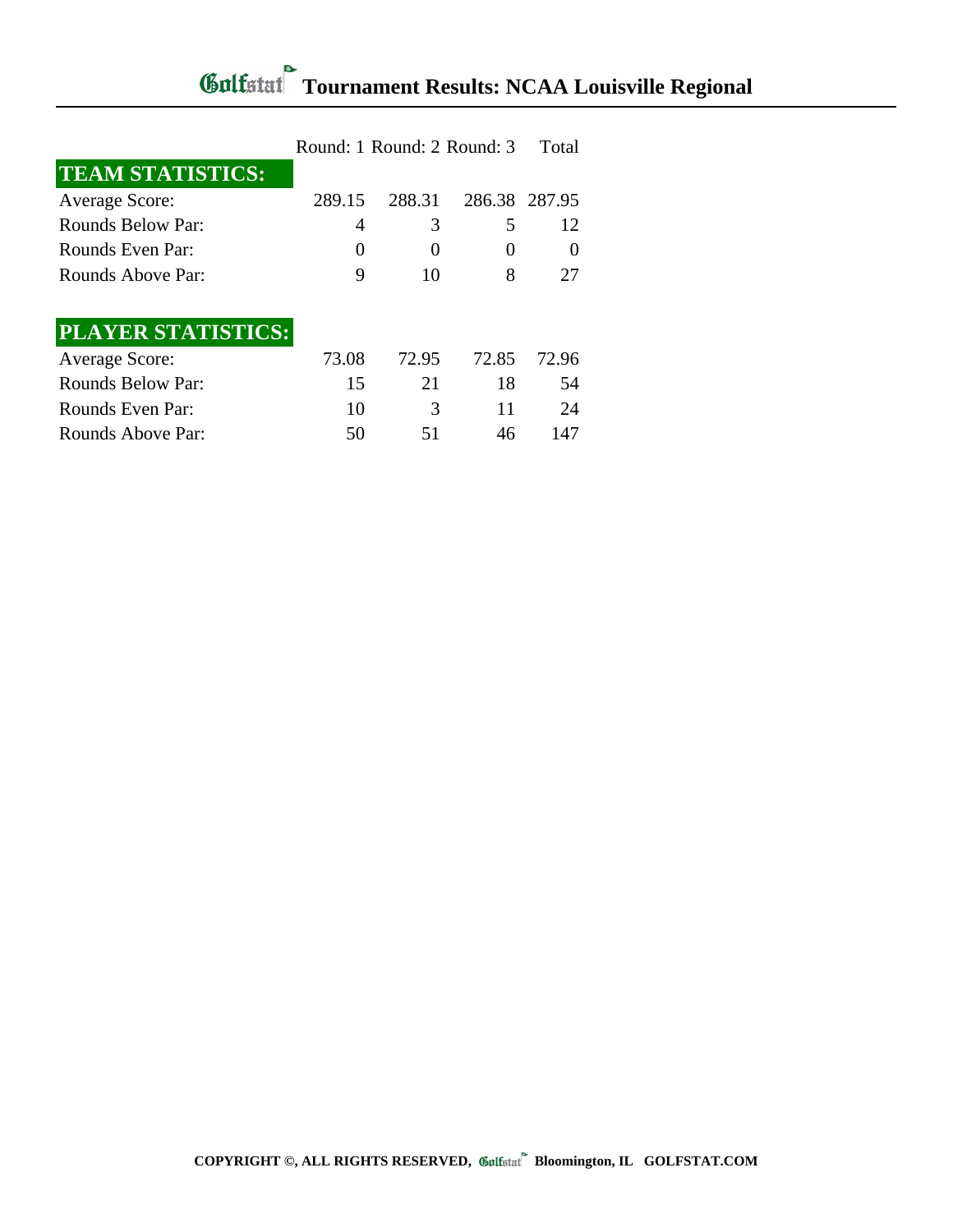# Golfstat Tournament Results: NCAA Louisville Regional

| | Round: 1 | Round: 2 | Round: 3 | Total |
|---|---|---|---|---|
| **TEAM STATISTICS:** | | | | |
| Average Score: | 289.15 | 288.31 | 286.38 | 287.95 |
| Rounds Below Par: | 4 | 3 | 5 | 12 |
| Rounds Even Par: | 0 | 0 | 0 | 0 |
| Rounds Above Par: | 9 | 10 | 8 | 27 |
| **PLAYER STATISTICS:** | | | | |
| Average Score: | 73.08 | 72.95 | 72.85 | 72.96 |
| Rounds Below Par: | 15 | 21 | 18 | 54 |
| Rounds Even Par: | 10 | 3 | 11 | 24 |
| Rounds Above Par: | 50 | 51 | 46 | 147 |

**COPYRIGHT ©, ALL RIGHTS RESERVED, Golfstat Bloomington, IL GOLFSTAT.COM**